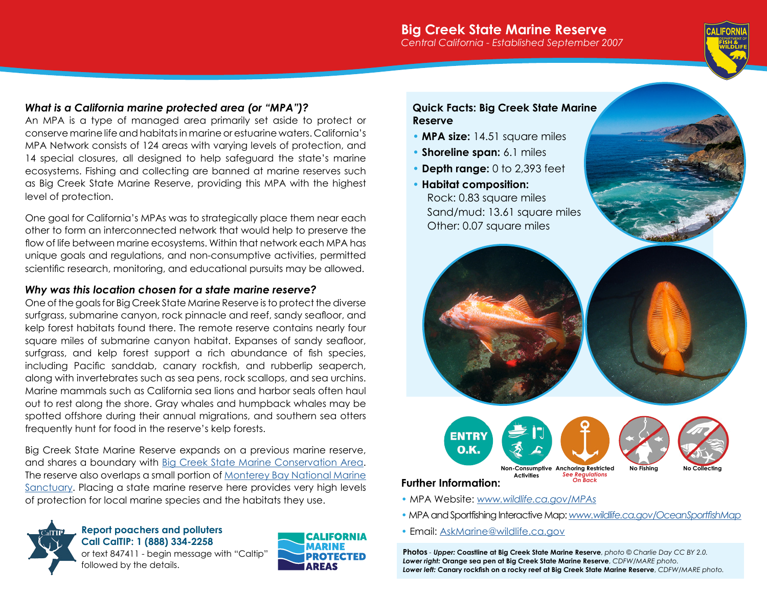# Big Creek State Marine Reserve

*Central California - Established September 2007*

### *What is a California marine protected area (or "MPA")?*

An MPA is a type of managed area primarily set aside to protect or conserve marine life and habitats in marine or estuarine waters. California's MPA Network consists of 124 areas with varying levels of protection, and 14 special closures, all designed to help safeguard the state's marine ecosystems. Fishing and collecting are banned at marine reserves such as Big Creek State Marine Reserve, providing this MPA with the highest level of protection.

One goal for California's MPAs was to strategically place them near each other to form an interconnected network that would help to preserve the flow of life between marine ecosystems. Within that network each MPA has unique goals and regulations, and non-consumptive activities, permitted scientific research, monitoring, and educational pursuits may be allowed.

### *Why was this location chosen for a state marine reserve?*

One of the goals for Big Creek State Marine Reserve is to protect the diverse surfgrass, submarine canyon, rock pinnacle and reef, sandy seafloor, and kelp forest habitats found there. The remote reserve contains nearly four square miles of submarine canyon habitat. Expanses of sandy seafloor, surfgrass, and kelp forest support a rich abundance of fish species, including Pacific sanddab, canary rockfish, and rubberlip seaperch, along with invertebrates such as sea pens, rock scallops, and sea urchins. Marine mammals such as California sea lions and harbor seals often haul out to rest along the shore. Gray whales and humpback whales may be spotted offshore during their annual migrations, and southern sea otters frequently hunt for food in the reserve's kelp forests.

Big Creek State Marine Reserve expands on a previous marine reserve, and shares a boundary with Big Creek State Marine Conservation Area. The reserve also overlaps a small portion of Monterey Bay National Marine Sanctuary. Placing a state marine reserve here provides very high levels of protection for local marine species and the habitats they use.

**Report poachers and polluters**
**Call CalTIP: 1 (888) 334-2258**
or text 847411 - begin message with "Caltip" followed by the details.

CALIFORNIA MARINE PROTECTED AREAS

### Quick Facts: Big Creek State Marine Reserve

- **MPA size:** 14.51 square miles
- **Shoreline span:** 6.1 miles
- **Depth range:** 0 to 2,393 feet
- **Habitat composition:**
  Rock: 0.83 square miles
  Sand/mud: 13.61 square miles
  Other: 0.07 square miles

ENTRY O.K. | Non-Consumptive Activities | Anchoring Restricted *See Regulations On Back* | No Fishing | No Collecting

### Further Information:

- MPA Website: www.wildlife.ca.gov/MPAs
- MPA and Sportfishing Interactive Map: www.wildlife.ca.gov/OceanSportfishMap
- Email: AskMarine@wildlife.ca.gov

**Photos** - ***Upper:*** **Coastline at Big Creek State Marine Reserve**, *photo © Charlie Day CC BY 2.0.*
***Lower right:*** **Orange sea pen at Big Creek State Marine Reserve**, *CDFW/MARE photo.*
***Lower left:*** **Canary rockfish on a rocky reef at Big Creek State Marine Reserve**, *CDFW/MARE photo.*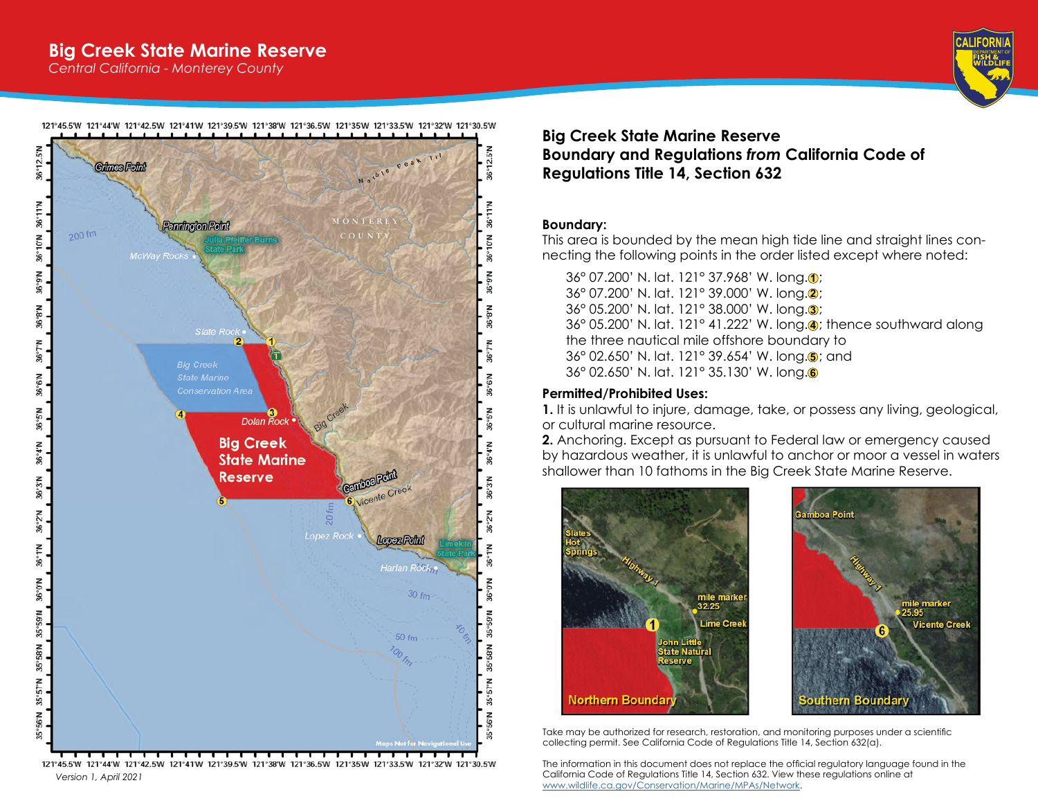# Big Creek State Marine Reserve

*Central California - Monterey County*

121°45.5'W 121°44'W 121°42.5'W 121°41'W 121°39.5'W 121°38'W 121°36.5'W 121°35'W 121°33.5'W 121°32'W 121°30.5'W

36°12.5'N 36°11'N 36°10'N 36°9'N 36°8'N 36°7'N 36°6'N 36°5'N 36°4'N 36°3'N 36°2'N 36°1'N 36°0'N 35°59'N 35°58'N 35°57'N 35°56'N

Grimes Point
Marble Peak Trl
Pennington Point
MONTEREY COUNTY
200 fm
Julia Pfeiffer Burns State Park
McWay Rocks
Slate Rock
Big Creek State Marine Conservation Area
Dolan Rock
Big Creek
Big Creek State Marine Reserve
Gamboa Point
Vicente Creek
20 fm
Lopez Rock
Lopez Point
Limekiln State Park
Harlan Rock
30 fm
50 fm
40 fm
100 fm
Maps Not for Navigational Use

*Version 1, April 2021*

## Big Creek State Marine Reserve Boundary and Regulations *from* California Code of Regulations Title 14, Section 632

### Boundary:

This area is bounded by the mean high tide line and straight lines connecting the following points in the order listed except where noted:

36° 07.200' N. lat. 121° 37.968' W. long.①;
36° 07.200' N. lat. 121° 39.000' W. long.②;
36° 05.200' N. lat. 121° 38.000' W. long.③;
36° 05.200' N. lat. 121° 41.222' W. long.④; thence southward along the three nautical mile offshore boundary to
36° 02.650' N. lat. 121° 39.654' W. long.⑤; and
36° 02.650' N. lat. 121° 35.130' W. long.⑥

### Permitted/Prohibited Uses:

**1.** It is unlawful to injure, damage, take, or possess any living, geological, or cultural marine resource.

**2.** Anchoring. Except as pursuant to Federal law or emergency caused by hazardous weather, it is unlawful to anchor or moor a vessel in waters shallower than 10 fathoms in the Big Creek State Marine Reserve.

Slates Hot Springs
Highway 1
mile marker 32.25
Lime Creek
John Little State Natural Reserve
Northern Boundary

Gamboa Point
Highway 1
mile marker 25.95
Vicente Creek
Southern Boundary

Take may be authorized for research, restoration, and monitoring purposes under a scientific collecting permit. See California Code of Regulations Title 14, Section 632(a).

The information in this document does not replace the official regulatory language found in the California Code of Regulations Title 14, Section 632. View these regulations online at www.wildlife.ca.gov/Conservation/Marine/MPAs/Network.